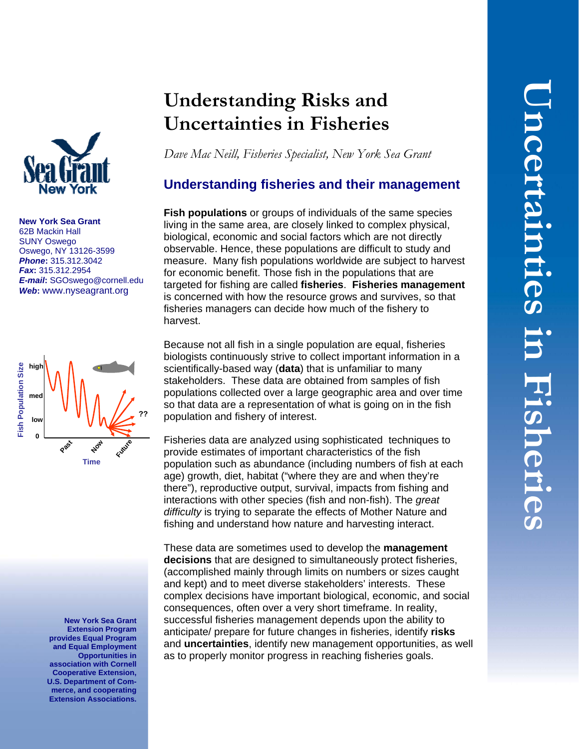# Understanding Risks and Uncertainties in Fisheries

*Dave Mac Neill, Fisheries Specialist, New York Sea Grant*

**New York Sea Grant**
62B Mackin Hall
SUNY Oswego
Oswego, NY 13126-3599
***Phone*:** 315.312.3042
***Fax*:** 315.312.2954
***E-mail*:** SGOswego@cornell.edu
***Web*:** www.nyseagrant.org

## Understanding fisheries and their management

**Fish populations** or groups of individuals of the same species living in the same area, are closely linked to complex physical, biological, economic and social factors which are not directly observable. Hence, these populations are difficult to study and measure. Many fish populations worldwide are subject to harvest for economic benefit. Those fish in the populations that are targeted for fishing are called **fisheries**. **Fisheries management** is concerned with how the resource grows and survives, so that fisheries managers can decide how much of the fishery to harvest.

Because not all fish in a single population are equal, fisheries biologists continuously strive to collect important information in a scientifically-based way (**data**) that is unfamiliar to many stakeholders. These data are obtained from samples of fish populations collected over a large geographic area and over time so that data are a representation of what is going on in the fish population and fishery of interest.

Fisheries data are analyzed using sophisticated techniques to provide estimates of important characteristics of the fish population such as abundance (including numbers of fish at each age) growth, diet, habitat ("where they are and when they're there"), reproductive output, survival, impacts from fishing and interactions with other species (fish and non-fish). The *great difficulty* is trying to separate the effects of Mother Nature and fishing and understand how nature and harvesting interact.

These data are sometimes used to develop the **management decisions** that are designed to simultaneously protect fisheries, (accomplished mainly through limits on numbers or sizes caught and kept) and to meet diverse stakeholders' interests. These complex decisions have important biological, economic, and social consequences, often over a very short timeframe. In reality, successful fisheries management depends upon the ability to anticipate/ prepare for future changes in fisheries, identify **risks** and **uncertainties**, identify new management opportunities, as well as to properly monitor progress in reaching fisheries goals.

**New York Sea Grant Extension Program provides Equal Program and Equal Employment Opportunities in association with Cornell Cooperative Extension, U.S. Department of Commerce, and cooperating Extension Associations.**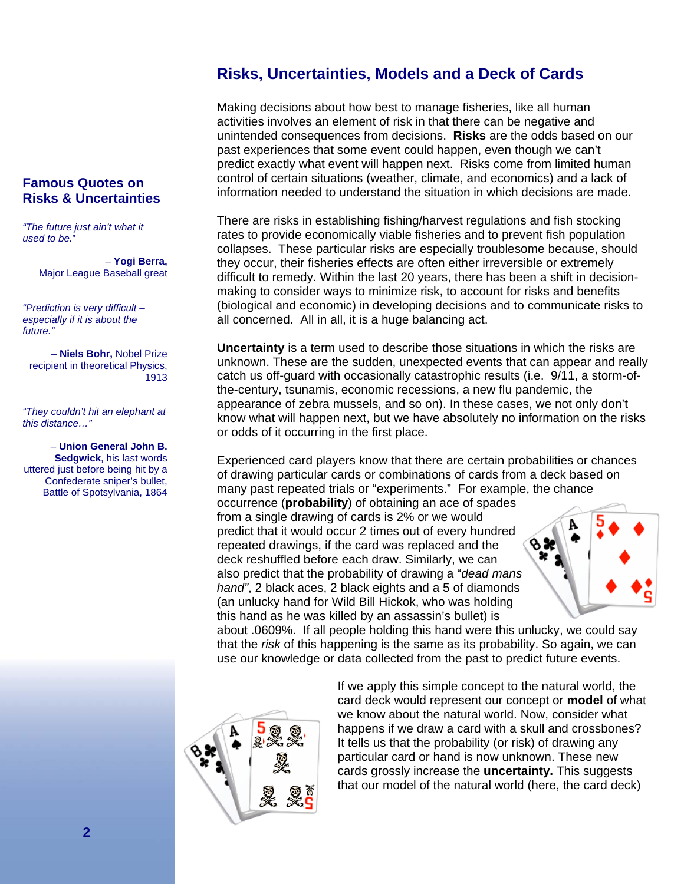## Famous Quotes on Risks & Uncertainties

*"The future just ain't what it used to be."*

– **Yogi Berra,** Major League Baseball great

*"Prediction is very difficult – especially if it is about the future."*

– **Niels Bohr,** Nobel Prize recipient in theoretical Physics, 1913

*"They couldn't hit an elephant at this distance…"*

– **Union General John B. Sedgwick**, his last words uttered just before being hit by a Confederate sniper's bullet, Battle of Spotsylvania, 1864

# Risks, Uncertainties, Models and a Deck of Cards

Making decisions about how best to manage fisheries, like all human activities involves an element of risk in that there can be negative and unintended consequences from decisions. **Risks** are the odds based on our past experiences that some event could happen, even though we can't predict exactly what event will happen next. Risks come from limited human control of certain situations (weather, climate, and economics) and a lack of information needed to understand the situation in which decisions are made.

There are risks in establishing fishing/harvest regulations and fish stocking rates to provide economically viable fisheries and to prevent fish population collapses. These particular risks are especially troublesome because, should they occur, their fisheries effects are often either irreversible or extremely difficult to remedy. Within the last 20 years, there has been a shift in decision-making to consider ways to minimize risk, to account for risks and benefits (biological and economic) in developing decisions and to communicate risks to all concerned. All in all, it is a huge balancing act.

**Uncertainty** is a term used to describe those situations in which the risks are unknown. These are the sudden, unexpected events that can appear and really catch us off-guard with occasionally catastrophic results (i.e. 9/11, a storm-of-the-century, tsunamis, economic recessions, a new flu pandemic, the appearance of zebra mussels, and so on). In these cases, we not only don't know what will happen next, but we have absolutely no information on the risks or odds of it occurring in the first place.

Experienced card players know that there are certain probabilities or chances of drawing particular cards or combinations of cards from a deck based on many past repeated trials or "experiments." For example, the chance occurrence (**probability**) of obtaining an ace of spades from a single drawing of cards is 2% or we would predict that it would occur 2 times out of every hundred repeated drawings, if the card was replaced and the deck reshuffled before each draw. Similarly, we can also predict that the probability of drawing a "*dead mans hand"*, 2 black aces, 2 black eights and a 5 of diamonds (an unlucky hand for Wild Bill Hickok, who was holding this hand as he was killed by an assassin's bullet) is about .0609%. If all people holding this hand were this unlucky, we could say that the *risk* of this happening is the same as its probability. So again, we can use our knowledge or data collected from the past to predict future events.

If we apply this simple concept to the natural world, the card deck would represent our concept or **model** of what we know about the natural world. Now, consider what happens if we draw a card with a skull and crossbones? It tells us that the probability (or risk) of drawing any particular card or hand is now unknown. These new cards grossly increase the **uncertainty.** This suggests that our model of the natural world (here, the card deck)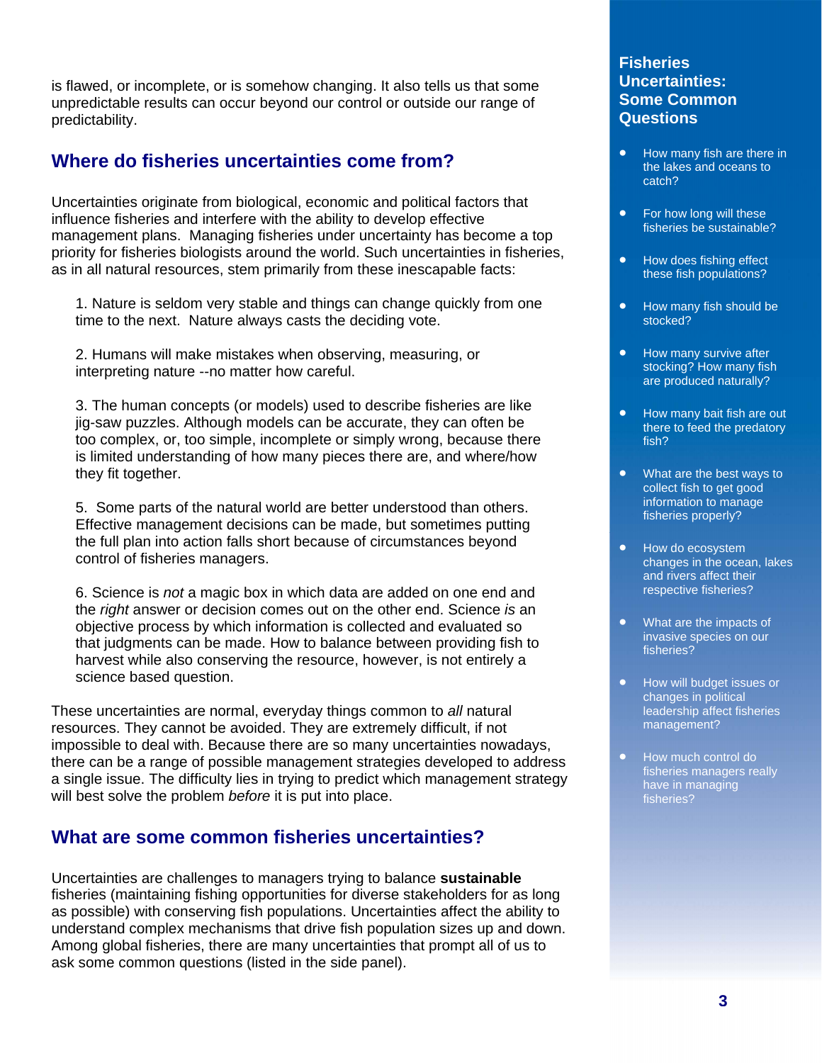is flawed, or incomplete, or is somehow changing. It also tells us that some unpredictable results can occur beyond our control or outside our range of predictability.

## Where do fisheries uncertainties come from?

Uncertainties originate from biological, economic and political factors that influence fisheries and interfere with the ability to develop effective management plans. Managing fisheries under uncertainty has become a top priority for fisheries biologists around the world. Such uncertainties in fisheries, as in all natural resources, stem primarily from these inescapable facts:

1. Nature is seldom very stable and things can change quickly from one time to the next. Nature always casts the deciding vote.

2. Humans will make mistakes when observing, measuring, or interpreting nature --no matter how careful.

3. The human concepts (or models) used to describe fisheries are like jig-saw puzzles. Although models can be accurate, they can often be too complex, or, too simple, incomplete or simply wrong, because there is limited understanding of how many pieces there are, and where/how they fit together.

5. Some parts of the natural world are better understood than others. Effective management decisions can be made, but sometimes putting the full plan into action falls short because of circumstances beyond control of fisheries managers.

6. Science is *not* a magic box in which data are added on one end and the *right* answer or decision comes out on the other end. Science *is* an objective process by which information is collected and evaluated so that judgments can be made. How to balance between providing fish to harvest while also conserving the resource, however, is not entirely a science based question.

These uncertainties are normal, everyday things common to *all* natural resources. They cannot be avoided. They are extremely difficult, if not impossible to deal with. Because there are so many uncertainties nowadays, there can be a range of possible management strategies developed to address a single issue. The difficulty lies in trying to predict which management strategy will best solve the problem *before* it is put into place.

## What are some common fisheries uncertainties?

Uncertainties are challenges to managers trying to balance **sustainable** fisheries (maintaining fishing opportunities for diverse stakeholders for as long as possible) with conserving fish populations. Uncertainties affect the ability to understand complex mechanisms that drive fish population sizes up and down. Among global fisheries, there are many uncertainties that prompt all of us to ask some common questions (listed in the side panel).

### Fisheries Uncertainties: Some Common Questions

- How many fish are there in the lakes and oceans to catch?
- For how long will these fisheries be sustainable?
- How does fishing effect these fish populations?
- How many fish should be stocked?
- How many survive after stocking? How many fish are produced naturally?
- How many bait fish are out there to feed the predatory fish?
- What are the best ways to collect fish to get good information to manage fisheries properly?
- How do ecosystem changes in the ocean, lakes and rivers affect their respective fisheries?
- What are the impacts of invasive species on our fisheries?
- How will budget issues or changes in political leadership affect fisheries management?
- How much control do fisheries managers really have in managing fisheries?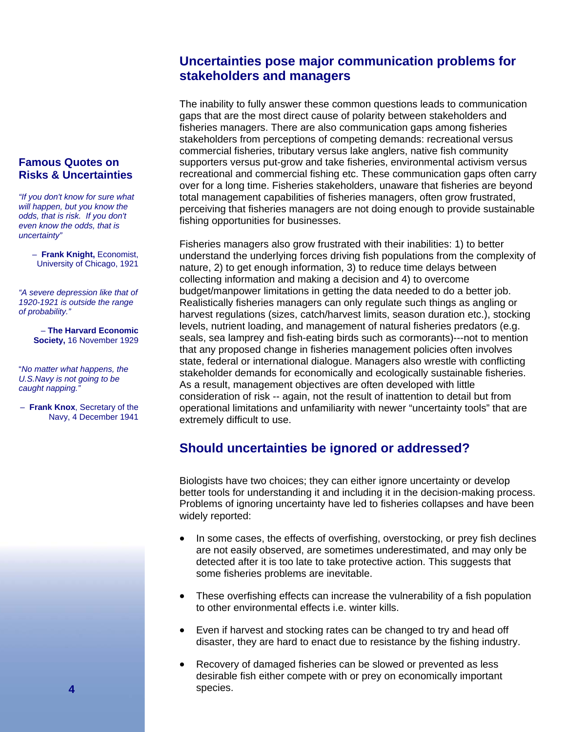## Uncertainties pose major communication problems for stakeholders and managers

The inability to fully answer these common questions leads to communication gaps that are the most direct cause of polarity between stakeholders and fisheries managers. There are also communication gaps among fisheries stakeholders from perceptions of competing demands: recreational versus commercial fisheries, tributary versus lake anglers, native fish community supporters versus put-grow and take fisheries, environmental activism versus recreational and commercial fishing etc. These communication gaps often carry over for a long time. Fisheries stakeholders, unaware that fisheries are beyond total management capabilities of fisheries managers, often grow frustrated, perceiving that fisheries managers are not doing enough to provide sustainable fishing opportunities for businesses.

Fisheries managers also grow frustrated with their inabilities: 1) to better understand the underlying forces driving fish populations from the complexity of nature, 2) to get enough information, 3) to reduce time delays between collecting information and making a decision and 4) to overcome budget/manpower limitations in getting the data needed to do a better job. Realistically fisheries managers can only regulate such things as angling or harvest regulations (sizes, catch/harvest limits, season duration etc.), stocking levels, nutrient loading, and management of natural fisheries predators (e.g. seals, sea lamprey and fish-eating birds such as cormorants)---not to mention that any proposed change in fisheries management policies often involves state, federal or international dialogue. Managers also wrestle with conflicting stakeholder demands for economically and ecologically sustainable fisheries. As a result, management objectives are often developed with little consideration of risk -- again, not the result of inattention to detail but from operational limitations and unfamiliarity with newer "uncertainty tools" that are extremely difficult to use.

## Should uncertainties be ignored or addressed?

Biologists have two choices; they can either ignore uncertainty or develop better tools for understanding it and including it in the decision-making process. Problems of ignoring uncertainty have led to fisheries collapses and have been widely reported:

- In some cases, the effects of overfishing, overstocking, or prey fish declines are not easily observed, are sometimes underestimated, and may only be detected after it is too late to take protective action. This suggests that some fisheries problems are inevitable.
- These overfishing effects can increase the vulnerability of a fish population to other environmental effects i.e. winter kills.
- Even if harvest and stocking rates can be changed to try and head off disaster, they are hard to enact due to resistance by the fishing industry.
- Recovery of damaged fisheries can be slowed or prevented as less desirable fish either compete with or prey on economically important species.

### Famous Quotes on Risks & Uncertainties

*"If you don't know for sure what will happen, but you know the odds, that is risk. If you don't even know the odds, that is uncertainty"*

– **Frank Knight,** Economist, University of Chicago, 1921

*"A severe depression like that of 1920-1921 is outside the range of probability."*

– **The Harvard Economic Society,** 16 November 1929

*"No matter what happens, the U.S.Navy is not going to be caught napping."*

– **Frank Knox**, Secretary of the Navy, 4 December 1941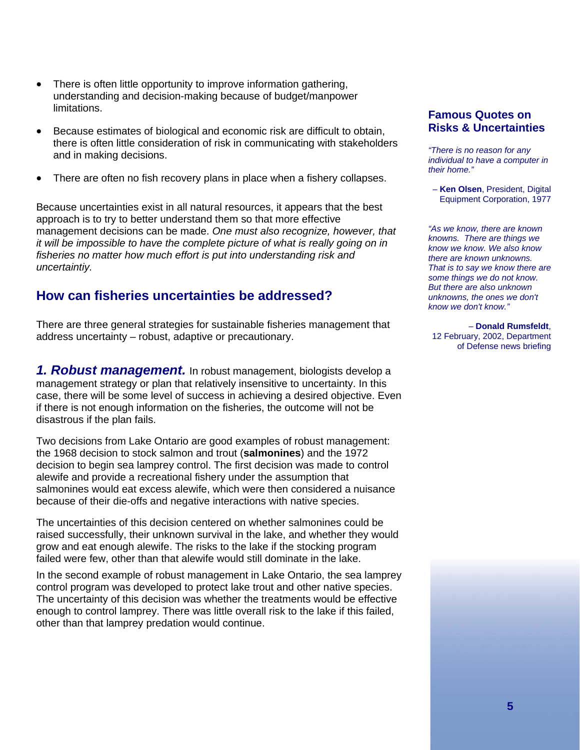- There is often little opportunity to improve information gathering, understanding and decision-making because of budget/manpower limitations.

- Because estimates of biological and economic risk are difficult to obtain, there is often little consideration of risk in communicating with stakeholders and in making decisions.

- There are often no fish recovery plans in place when a fishery collapses.

Because uncertainties exist in all natural resources, it appears that the best approach is to try to better understand them so that more effective management decisions can be made. *One must also recognize, however, that it will be impossible to have the complete picture of what is really going on in fisheries no matter how much effort is put into understanding risk and uncertaintiy.*

## How can fisheries uncertainties be addressed?

There are three general strategies for sustainable fisheries management that address uncertainty – robust, adaptive or precautionary.

***1. Robust management.*** In robust management, biologists develop a management strategy or plan that relatively insensitive to uncertainty. In this case, there will be some level of success in achieving a desired objective. Even if there is not enough information on the fisheries, the outcome will not be disastrous if the plan fails.

Two decisions from Lake Ontario are good examples of robust management: the 1968 decision to stock salmon and trout (**salmonines**) and the 1972 decision to begin sea lamprey control. The first decision was made to control alewife and provide a recreational fishery under the assumption that salmonines would eat excess alewife, which were then considered a nuisance because of their die-offs and negative interactions with native species.

The uncertainties of this decision centered on whether salmonines could be raised successfully, their unknown survival in the lake, and whether they would grow and eat enough alewife. The risks to the lake if the stocking program failed were few, other than that alewife would still dominate in the lake.

In the second example of robust management in Lake Ontario, the sea lamprey control program was developed to protect lake trout and other native species. The uncertainty of this decision was whether the treatments would be effective enough to control lamprey. There was little overall risk to the lake if this failed, other than that lamprey predation would continue.

### Famous Quotes on Risks & Uncertainties

*"There is no reason for any individual to have a computer in their home."*

– **Ken Olsen**, President, Digital Equipment Corporation, 1977

*"As we know, there are known knowns. There are things we know we know. We also know there are known unknowns. That is to say we know there are some things we do not know. But there are also unknown unknowns, the ones we don't know we don't know."*

– **Donald Rumsfeldt**, 12 February, 2002, Department of Defense news briefing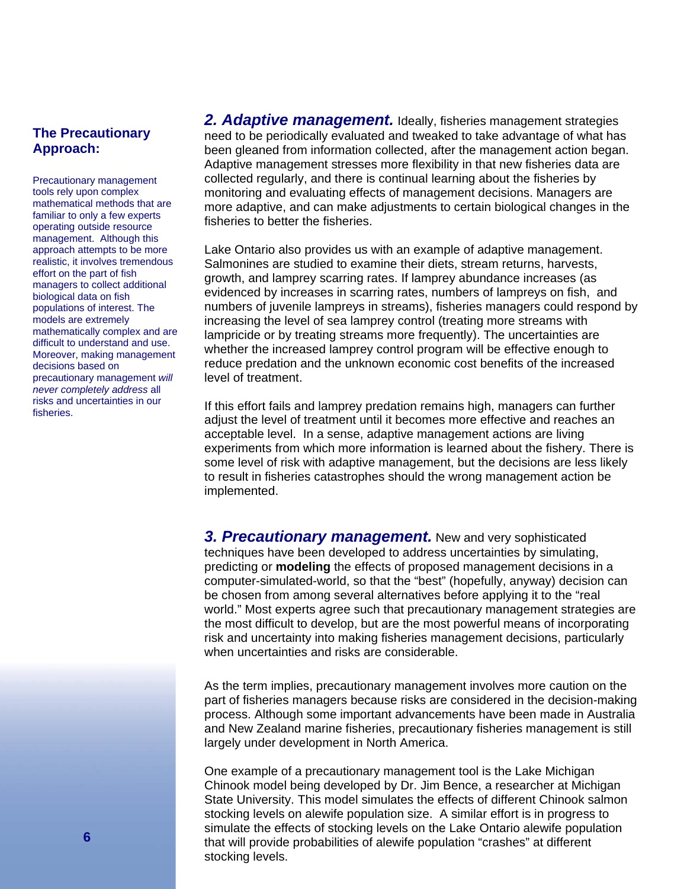**2. Adaptive management.** Ideally, fisheries management strategies need to be periodically evaluated and tweaked to take advantage of what has been gleaned from information collected, after the management action began. Adaptive management stresses more flexibility in that new fisheries data are collected regularly, and there is continual learning about the fisheries by monitoring and evaluating effects of management decisions. Managers are more adaptive, and can make adjustments to certain biological changes in the fisheries to better the fisheries.

Lake Ontario also provides us with an example of adaptive management. Salmonines are studied to examine their diets, stream returns, harvests, growth, and lamprey scarring rates. If lamprey abundance increases (as evidenced by increases in scarring rates, numbers of lampreys on fish, and numbers of juvenile lampreys in streams), fisheries managers could respond by increasing the level of sea lamprey control (treating more streams with lampricide or by treating streams more frequently). The uncertainties are whether the increased lamprey control program will be effective enough to reduce predation and the unknown economic cost benefits of the increased level of treatment.

If this effort fails and lamprey predation remains high, managers can further adjust the level of treatment until it becomes more effective and reaches an acceptable level. In a sense, adaptive management actions are living experiments from which more information is learned about the fishery. There is some level of risk with adaptive management, but the decisions are less likely to result in fisheries catastrophes should the wrong management action be implemented.

**3. Precautionary management.** New and very sophisticated techniques have been developed to address uncertainties by simulating, predicting or **modeling** the effects of proposed management decisions in a computer-simulated-world, so that the "best" (hopefully, anyway) decision can be chosen from among several alternatives before applying it to the "real world." Most experts agree such that precautionary management strategies are the most difficult to develop, but are the most powerful means of incorporating risk and uncertainty into making fisheries management decisions, particularly when uncertainties and risks are considerable.

As the term implies, precautionary management involves more caution on the part of fisheries managers because risks are considered in the decision-making process. Although some important advancements have been made in Australia and New Zealand marine fisheries, precautionary fisheries management is still largely under development in North America.

One example of a precautionary management tool is the Lake Michigan Chinook model being developed by Dr. Jim Bence, a researcher at Michigan State University. This model simulates the effects of different Chinook salmon stocking levels on alewife population size. A similar effort is in progress to simulate the effects of stocking levels on the Lake Ontario alewife population that will provide probabilities of alewife population "crashes" at different stocking levels.

### The Precautionary Approach:

Precautionary management tools rely upon complex mathematical methods that are familiar to only a few experts operating outside resource management. Although this approach attempts to be more realistic, it involves tremendous effort on the part of fish managers to collect additional biological data on fish populations of interest. The models are extremely mathematically complex and are difficult to understand and use. Moreover, making management decisions based on precautionary management *will never completely address* all risks and uncertainties in our fisheries.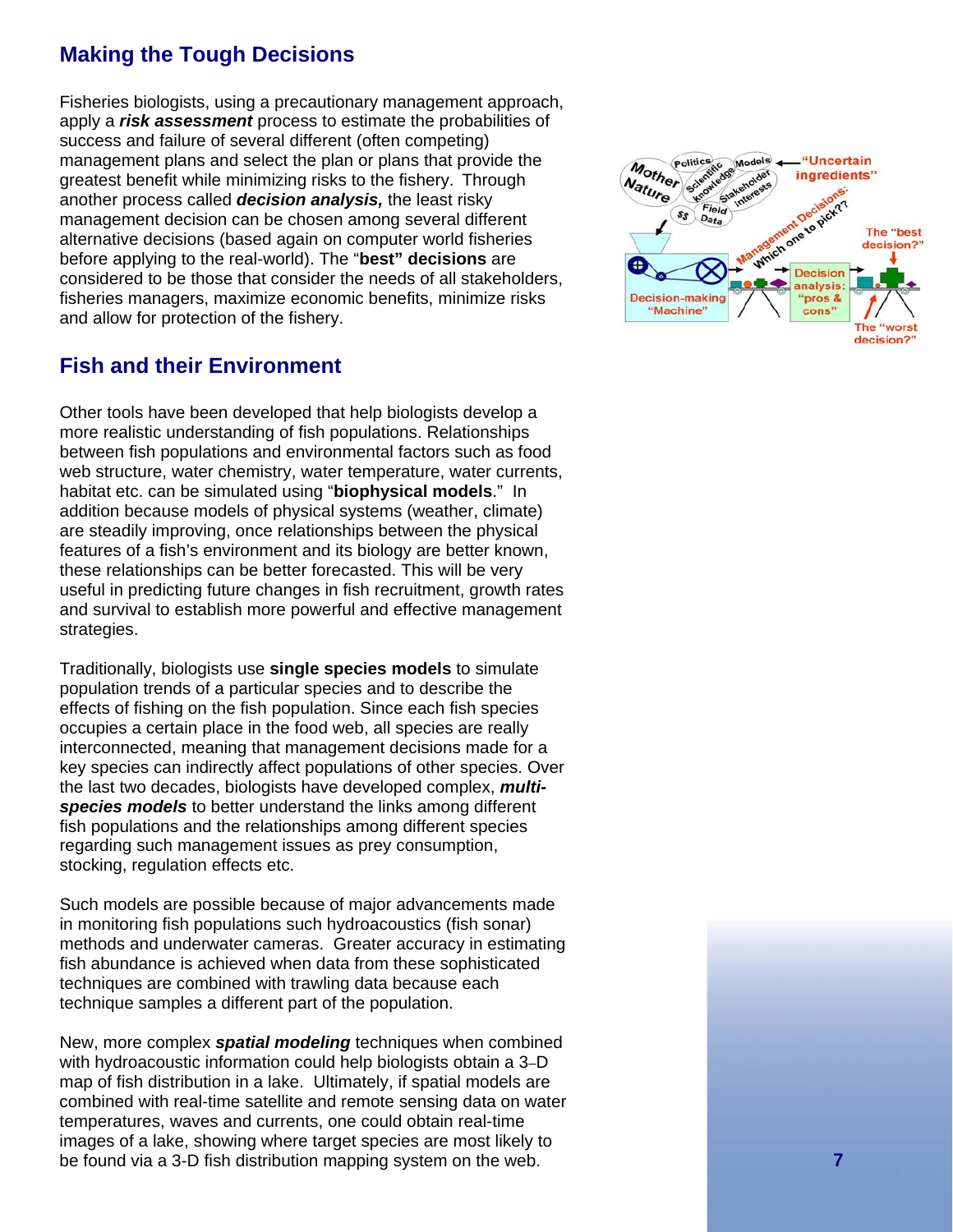## Making the Tough Decisions

Fisheries biologists, using a precautionary management approach, apply a ***risk assessment*** process to estimate the probabilities of success and failure of several different (often competing) management plans and select the plan or plans that provide the greatest benefit while minimizing risks to the fishery. Through another process called ***decision analysis,*** the least risky management decision can be chosen among several different alternative decisions (based again on computer world fisheries before applying to the real-world). The "**best" decisions** are considered to be those that consider the needs of all stakeholders, fisheries managers, maximize economic benefits, minimize risks and allow for protection of the fishery.

## Fish and their Environment

Other tools have been developed that help biologists develop a more realistic understanding of fish populations. Relationships between fish populations and environmental factors such as food web structure, water chemistry, water temperature, water currents, habitat etc. can be simulated using "**biophysical models**." In addition because models of physical systems (weather, climate) are steadily improving, once relationships between the physical features of a fish's environment and its biology are better known, these relationships can be better forecasted. This will be very useful in predicting future changes in fish recruitment, growth rates and survival to establish more powerful and effective management strategies.

Traditionally, biologists use **single species models** to simulate population trends of a particular species and to describe the effects of fishing on the fish population. Since each fish species occupies a certain place in the food web, all species are really interconnected, meaning that management decisions made for a key species can indirectly affect populations of other species. Over the last two decades, biologists have developed complex, ***multi-species models*** to better understand the links among different fish populations and the relationships among different species regarding such management issues as prey consumption, stocking, regulation effects etc.

Such models are possible because of major advancements made in monitoring fish populations such hydroacoustics (fish sonar) methods and underwater cameras. Greater accuracy in estimating fish abundance is achieved when data from these sophisticated techniques are combined with trawling data because each technique samples a different part of the population.

New, more complex ***spatial modeling*** techniques when combined with hydroacoustic information could help biologists obtain a 3-D map of fish distribution in a lake. Ultimately, if spatial models are combined with real-time satellite and remote sensing data on water temperatures, waves and currents, one could obtain real-time images of a lake, showing where target species are most likely to be found via a 3-D fish distribution mapping system on the web.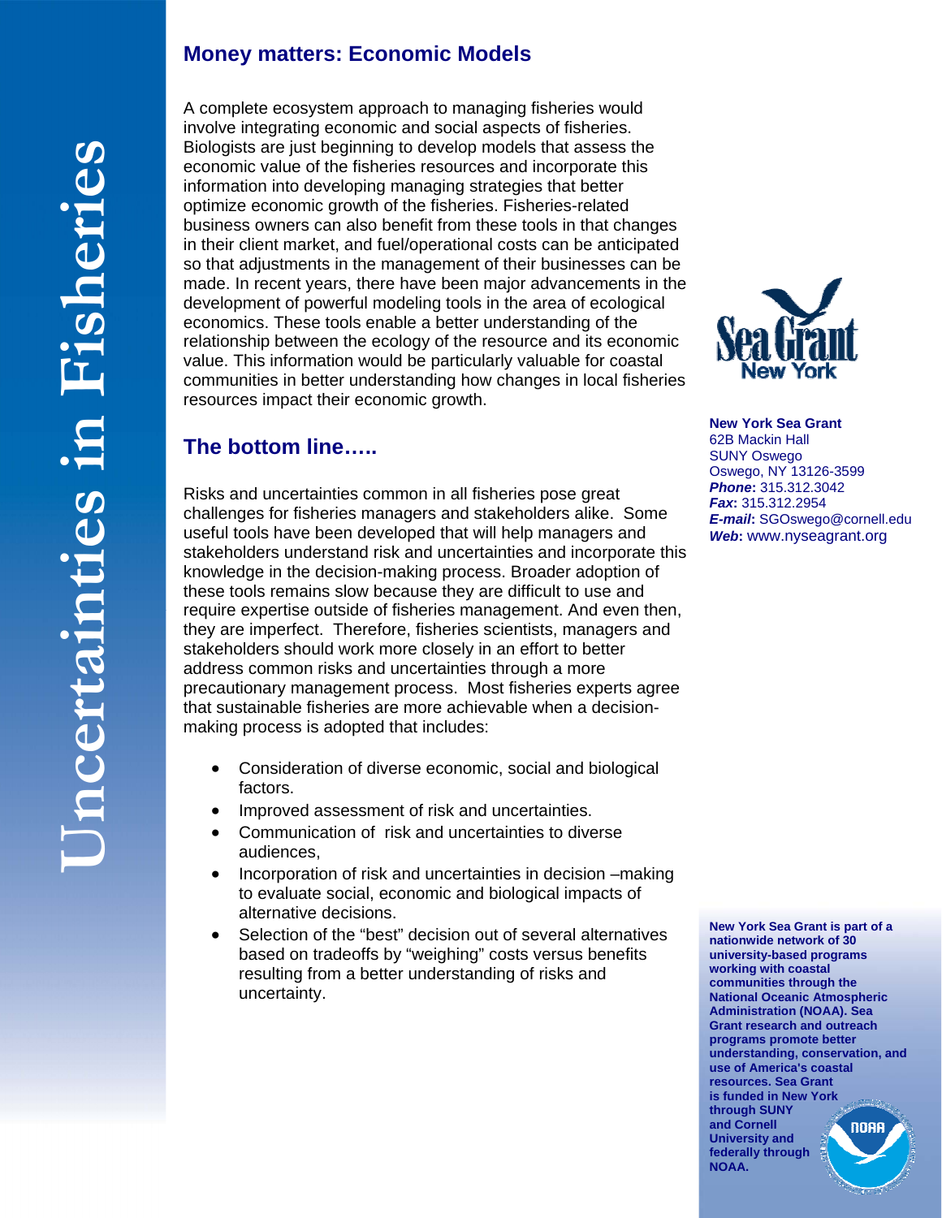## Money matters: Economic Models

A complete ecosystem approach to managing fisheries would involve integrating economic and social aspects of fisheries. Biologists are just beginning to develop models that assess the economic value of the fisheries resources and incorporate this information into developing managing strategies that better optimize economic growth of the fisheries. Fisheries-related business owners can also benefit from these tools in that changes in their client market, and fuel/operational costs can be anticipated so that adjustments in the management of their businesses can be made. In recent years, there have been major advancements in the development of powerful modeling tools in the area of ecological economics. These tools enable a better understanding of the relationship between the ecology of the resource and its economic value. This information would be particularly valuable for coastal communities in better understanding how changes in local fisheries resources impact their economic growth.

## The bottom line…..

Risks and uncertainties common in all fisheries pose great challenges for fisheries managers and stakeholders alike. Some useful tools have been developed that will help managers and stakeholders understand risk and uncertainties and incorporate this knowledge in the decision-making process. Broader adoption of these tools remains slow because they are difficult to use and require expertise outside of fisheries management. And even then, they are imperfect. Therefore, fisheries scientists, managers and stakeholders should work more closely in an effort to better address common risks and uncertainties through a more precautionary management process. Most fisheries experts agree that sustainable fisheries are more achievable when a decision-making process is adopted that includes:

- Consideration of diverse economic, social and biological factors.
- Improved assessment of risk and uncertainties.
- Communication of risk and uncertainties to diverse audiences,
- Incorporation of risk and uncertainties in decision –making to evaluate social, economic and biological impacts of alternative decisions.
- Selection of the "best" decision out of several alternatives based on tradeoffs by "weighing" costs versus benefits resulting from a better understanding of risks and uncertainty.

**New York Sea Grant**
62B Mackin Hall
SUNY Oswego
Oswego, NY 13126-3599
***Phone*:** 315.312.3042
***Fax*:** 315.312.2954
***E-mail*:** SGOswego@cornell.edu
***Web*:** www.nyseagrant.org

**New York Sea Grant is part of a nationwide network of 30 university-based programs working with coastal communities through the National Oceanic Atmospheric Administration (NOAA). Sea Grant research and outreach programs promote better understanding, conservation, and use of America's coastal resources. Sea Grant is funded in New York through SUNY and Cornell University and federally through NOAA.**